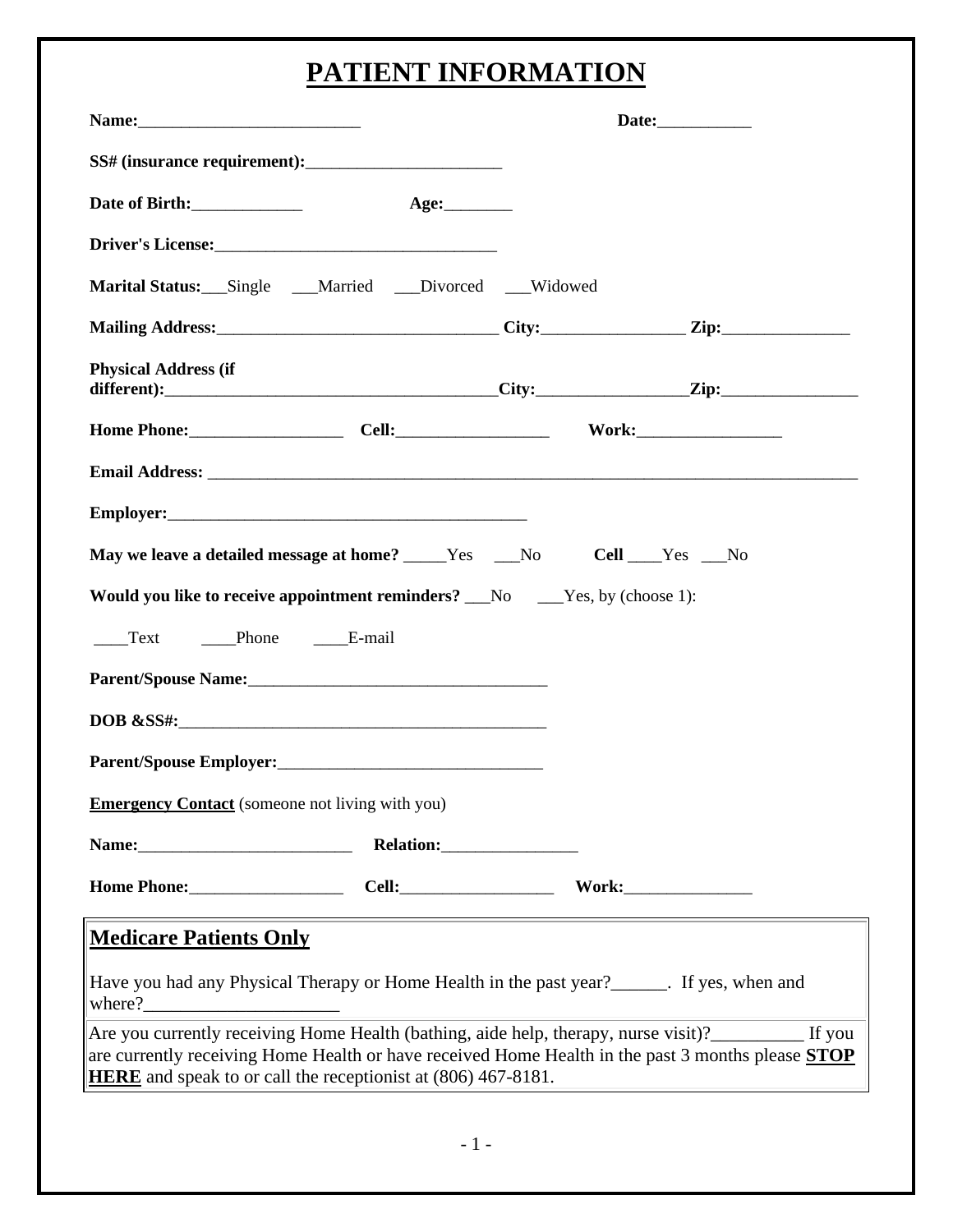# PATIENT INFORMATION

**Name:**__________________________ **Date:**___________

**SS# (insurance requirement):**_______________________

**Date of Birth:**_____________ **Age:**________

**Driver's License:**_________________________________

**Marital Status:**___Single ___Married ___Divorced ___Widowed

**Mailing Address:**_________________________________ **City:**________________ **Zip:**_______________

**Physical Address (if different):**_______________________________________**City:**_________________**Zip:**________________

**Home Phone:**__________________ **Cell:**__________________ **Work:**_________________

**Email Address:** ____________________________________________________________________________

**Employer:**___________________________________________

**May we leave a detailed message at home?** _____Yes ___No **Cell** ____Yes ___No

**Would you like to receive appointment reminders?** ___No ___Yes, by (choose 1):

____Text ____Phone ____E-mail

**Parent/Spouse Name:**___________________________________

**DOB &SS#:**_____________________________________________

**Parent/Spouse Employer:**______________________________

**Emergency Contact** (someone not living with you)

**Name:**_________________________ **Relation:**________________

**Home Phone:**__________________ **Cell:**__________________ **Work:**_______________

## Medicare Patients Only

Have you had any Physical Therapy or Home Health in the past year?______. If yes, when and where?_____________________

Are you currently receiving Home Health (bathing, aide help, therapy, nurse visit)?__________ If you are currently receiving Home Health or have received Home Health in the past 3 months please **STOP HERE** and speak to or call the receptionist at (806) 467-8181.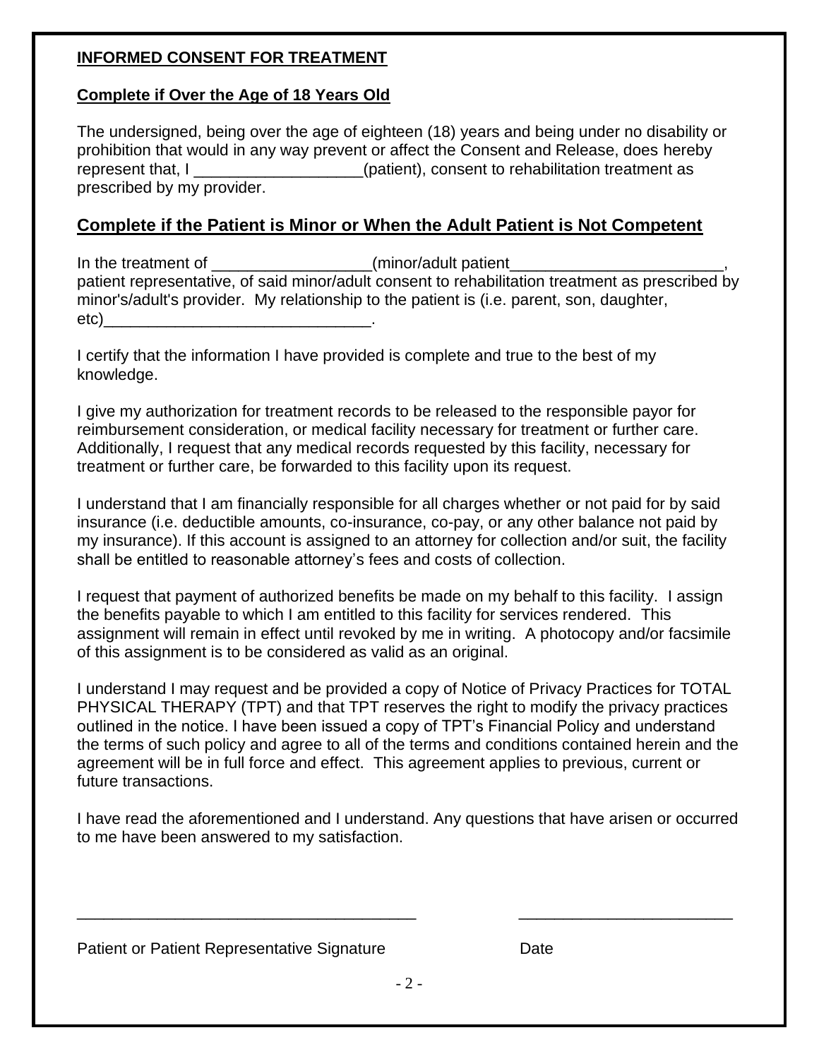**INFORMED CONSENT FOR TREATMENT**

**Complete if Over the Age of 18 Years Old**

The undersigned, being over the age of eighteen (18) years and being under no disability or prohibition that would in any way prevent or affect the Consent and Release, does hereby represent that, I ___________________(patient), consent to rehabilitation treatment as prescribed by my provider.

## Complete if the Patient is Minor or When the Adult Patient is Not Competent

In the treatment of __________________(minor/adult patient________________________, patient representative, of said minor/adult consent to rehabilitation treatment as prescribed by minor's/adult's provider. My relationship to the patient is (i.e. parent, son, daughter, etc)_______________________________.

I certify that the information I have provided is complete and true to the best of my knowledge.

I give my authorization for treatment records to be released to the responsible payor for reimbursement consideration, or medical facility necessary for treatment or further care. Additionally, I request that any medical records requested by this facility, necessary for treatment or further care, be forwarded to this facility upon its request.

I understand that I am financially responsible for all charges whether or not paid for by said insurance (i.e. deductible amounts, co-insurance, co-pay, or any other balance not paid by my insurance). If this account is assigned to an attorney for collection and/or suit, the facility shall be entitled to reasonable attorney's fees and costs of collection.

I request that payment of authorized benefits be made on my behalf to this facility. I assign the benefits payable to which I am entitled to this facility for services rendered. This assignment will remain in effect until revoked by me in writing. A photocopy and/or facsimile of this assignment is to be considered as valid as an original.

I understand I may request and be provided a copy of Notice of Privacy Practices for TOTAL PHYSICAL THERAPY (TPT) and that TPT reserves the right to modify the privacy practices outlined in the notice. I have been issued a copy of TPT's Financial Policy and understand the terms of such policy and agree to all of the terms and conditions contained herein and the agreement will be in full force and effect. This agreement applies to previous, current or future transactions.

I have read the aforementioned and I understand. Any questions that have arisen or occurred to me have been answered to my satisfaction.

_______________________________________ ________________________

Patient or Patient Representative Signature Date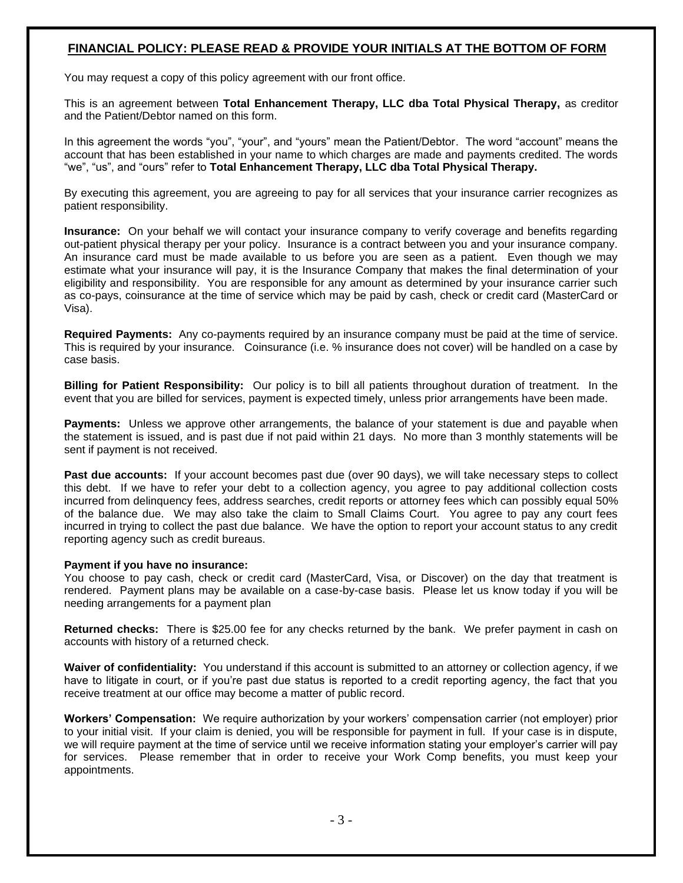## FINANCIAL POLICY: PLEASE READ & PROVIDE YOUR INITIALS AT THE BOTTOM OF FORM

You may request a copy of this policy agreement with our front office.

This is an agreement between **Total Enhancement Therapy, LLC dba Total Physical Therapy,** as creditor and the Patient/Debtor named on this form.

In this agreement the words "you", "your", and "yours" mean the Patient/Debtor. The word "account" means the account that has been established in your name to which charges are made and payments credited. The words "we", "us", and "ours" refer to **Total Enhancement Therapy, LLC dba Total Physical Therapy.**

By executing this agreement, you are agreeing to pay for all services that your insurance carrier recognizes as patient responsibility.

**Insurance:** On your behalf we will contact your insurance company to verify coverage and benefits regarding out-patient physical therapy per your policy. Insurance is a contract between you and your insurance company. An insurance card must be made available to us before you are seen as a patient. Even though we may estimate what your insurance will pay, it is the Insurance Company that makes the final determination of your eligibility and responsibility. You are responsible for any amount as determined by your insurance carrier such as co-pays, coinsurance at the time of service which may be paid by cash, check or credit card (MasterCard or Visa).

**Required Payments:** Any co-payments required by an insurance company must be paid at the time of service. This is required by your insurance. Coinsurance (i.e. % insurance does not cover) will be handled on a case by case basis.

**Billing for Patient Responsibility:** Our policy is to bill all patients throughout duration of treatment. In the event that you are billed for services, payment is expected timely, unless prior arrangements have been made.

**Payments:** Unless we approve other arrangements, the balance of your statement is due and payable when the statement is issued, and is past due if not paid within 21 days. No more than 3 monthly statements will be sent if payment is not received.

**Past due accounts:** If your account becomes past due (over 90 days), we will take necessary steps to collect this debt. If we have to refer your debt to a collection agency, you agree to pay additional collection costs incurred from delinquency fees, address searches, credit reports or attorney fees which can possibly equal 50% of the balance due. We may also take the claim to Small Claims Court. You agree to pay any court fees incurred in trying to collect the past due balance. We have the option to report your account status to any credit reporting agency such as credit bureaus.

**Payment if you have no insurance:**
You choose to pay cash, check or credit card (MasterCard, Visa, or Discover) on the day that treatment is rendered. Payment plans may be available on a case-by-case basis. Please let us know today if you will be needing arrangements for a payment plan

**Returned checks:** There is $25.00 fee for any checks returned by the bank. We prefer payment in cash on accounts with history of a returned check.

**Waiver of confidentiality:** You understand if this account is submitted to an attorney or collection agency, if we have to litigate in court, or if you're past due status is reported to a credit reporting agency, the fact that you receive treatment at our office may become a matter of public record.

**Workers' Compensation:** We require authorization by your workers' compensation carrier (not employer) prior to your initial visit. If your claim is denied, you will be responsible for payment in full. If your case is in dispute, we will require payment at the time of service until we receive information stating your employer's carrier will pay for services. Please remember that in order to receive your Work Comp benefits, you must keep your appointments.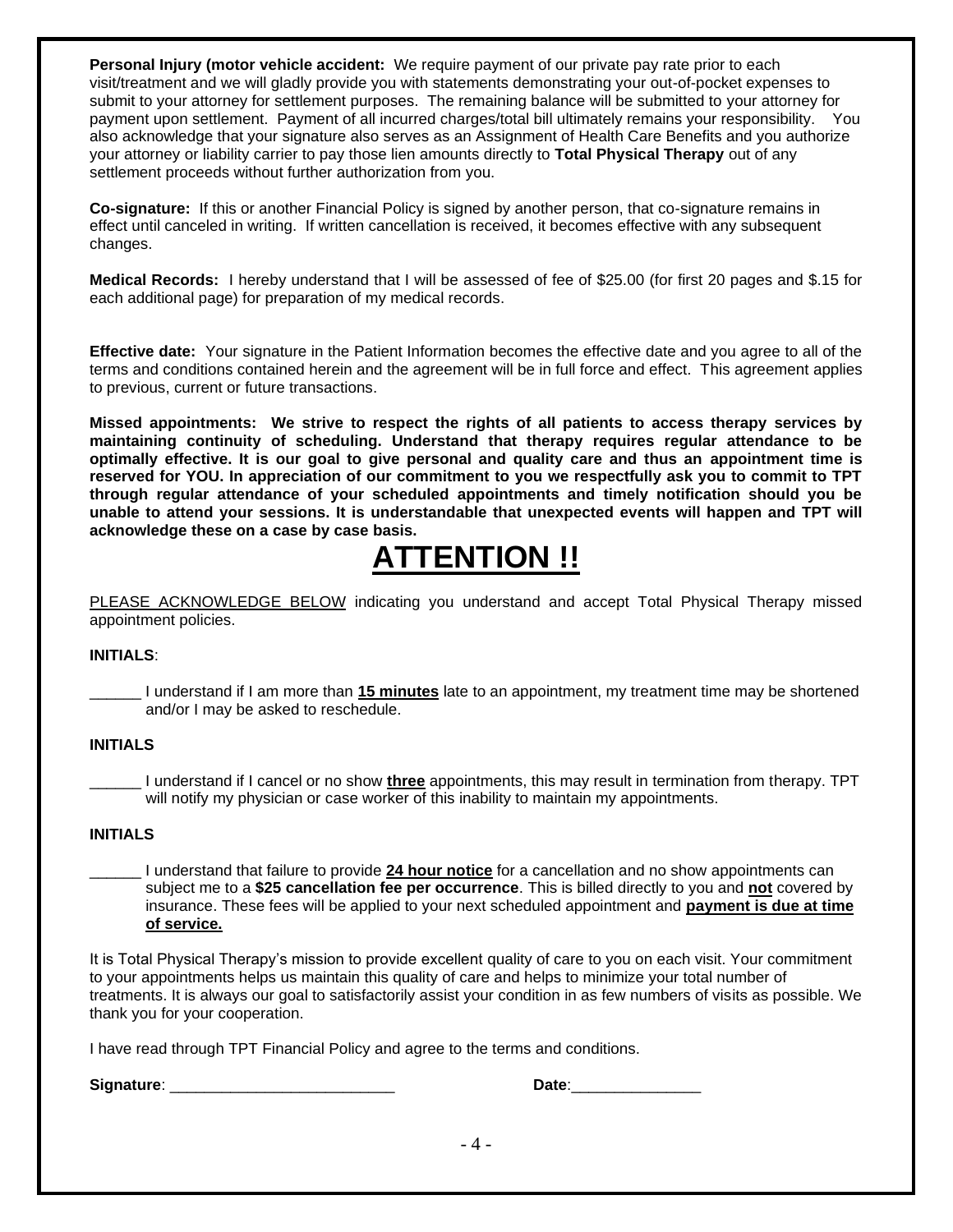**Personal Injury (motor vehicle accident:** We require payment of our private pay rate prior to each visit/treatment and we will gladly provide you with statements demonstrating your out-of-pocket expenses to submit to your attorney for settlement purposes. The remaining balance will be submitted to your attorney for payment upon settlement. Payment of all incurred charges/total bill ultimately remains your responsibility. You also acknowledge that your signature also serves as an Assignment of Health Care Benefits and you authorize your attorney or liability carrier to pay those lien amounts directly to **Total Physical Therapy** out of any settlement proceeds without further authorization from you.

**Co-signature:** If this or another Financial Policy is signed by another person, that co-signature remains in effect until canceled in writing. If written cancellation is received, it becomes effective with any subsequent changes.

**Medical Records:** I hereby understand that I will be assessed of fee of $25.00 (for first 20 pages and $.15 for each additional page) for preparation of my medical records.

**Effective date:** Your signature in the Patient Information becomes the effective date and you agree to all of the terms and conditions contained herein and the agreement will be in full force and effect. This agreement applies to previous, current or future transactions.

**Missed appointments: We strive to respect the rights of all patients to access therapy services by maintaining continuity of scheduling. Understand that therapy requires regular attendance to be optimally effective. It is our goal to give personal and quality care and thus an appointment time is reserved for YOU. In appreciation of our commitment to you we respectfully ask you to commit to TPT through regular attendance of your scheduled appointments and timely notification should you be unable to attend your sessions. It is understandable that unexpected events will happen and TPT will acknowledge these on a case by case basis.**

# ATTENTION !!

PLEASE ACKNOWLEDGE BELOW indicating you understand and accept Total Physical Therapy missed appointment policies.

**INITIALS**:

______ I understand if I am more than **15 minutes** late to an appointment, my treatment time may be shortened and/or I may be asked to reschedule.

**INITIALS**

______ I understand if I cancel or no show **three** appointments, this may result in termination from therapy. TPT will notify my physician or case worker of this inability to maintain my appointments.

**INITIALS**

______ I understand that failure to provide **24 hour notice** for a cancellation and no show appointments can subject me to a **$25 cancellation fee per occurrence**. This is billed directly to you and **not** covered by insurance. These fees will be applied to your next scheduled appointment and **payment is due at time of service.**

It is Total Physical Therapy's mission to provide excellent quality of care to you on each visit. Your commitment to your appointments helps us maintain this quality of care and helps to minimize your total number of treatments. It is always our goal to satisfactorily assist your condition in as few numbers of visits as possible. We thank you for your cooperation.

I have read through TPT Financial Policy and agree to the terms and conditions.

**Signature**: __________________________ **Date**:_______________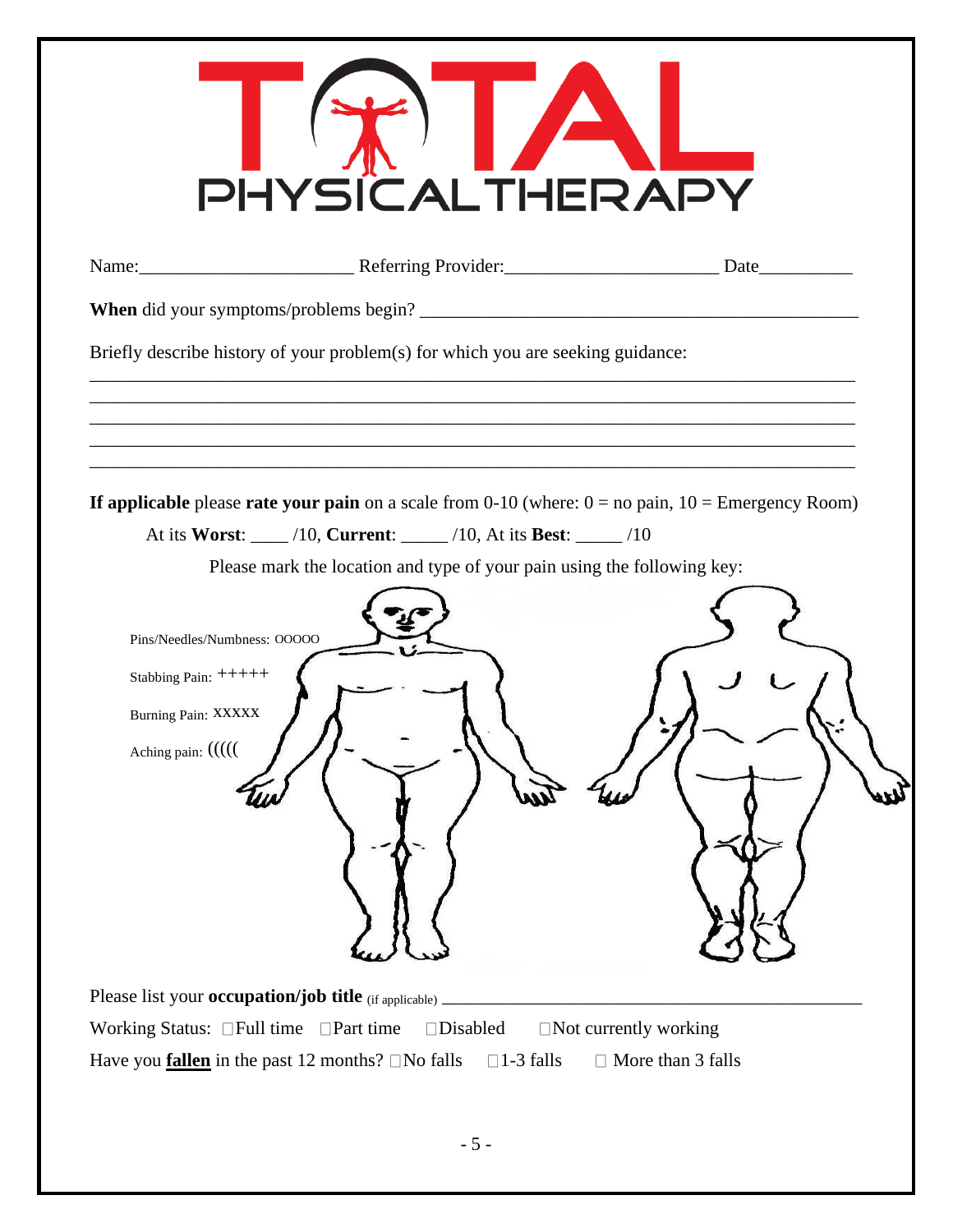# TOTAL PHYSICALTHERAPY

Name:______________________ Referring Provider:______________________ Date__________

**When** did your symptoms/problems begin? ______________________________________________

Briefly describe history of your problem(s) for which you are seeking guidance:

_______________________________________________________________________________

_______________________________________________________________________________

_______________________________________________________________________________

_______________________________________________________________________________

_______________________________________________________________________________

**If applicable** please **rate your pain** on a scale from 0-10 (where: 0 = no pain, 10 = Emergency Room)

At its **Worst**: ____ /10, **Current**: _____ /10, At its **Best**: _____ /10

Please mark the location and type of your pain using the following key:

Pins/Needles/Numbness: OOOOO

Stabbing Pain: +++++

Burning Pain: XXXXX

Aching pain: (((((

Please list your **occupation/job title** (if applicable) _______________________________________________

Working Status: □Full time □Part time □Disabled □Not currently working

Have you **fallen** in the past 12 months? □No falls □1-3 falls □ More than 3 falls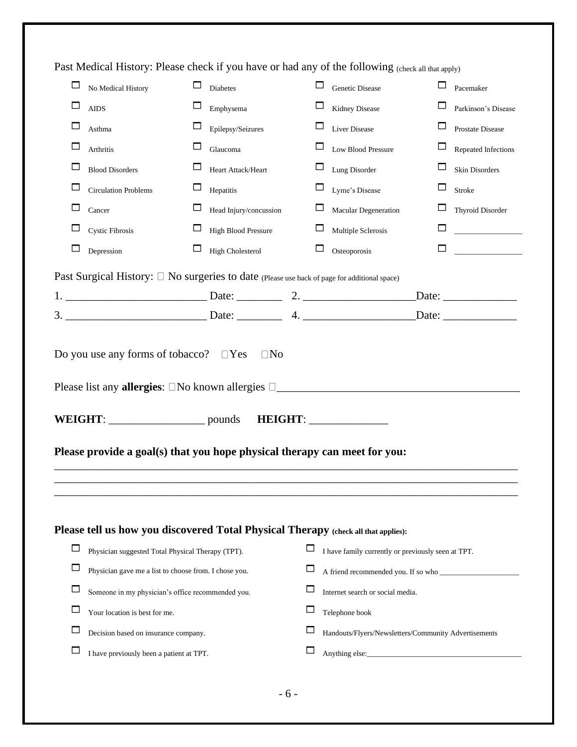Past Medical History: Please check if you have or had any of the following (check all that apply)

| | | | |
|---|---|---|---|
| ☐ No Medical History | ☐ Diabetes | ☐ Genetic Disease | ☐ Pacemaker |
| ☐ AIDS | ☐ Emphysema | ☐ Kidney Disease | ☐ Parkinson's Disease |
| ☐ Asthma | ☐ Epilepsy/Seizures | ☐ Liver Disease | ☐ Prostate Disease |
| ☐ Arthritis | ☐ Glaucoma | ☐ Low Blood Pressure | ☐ Repeated Infections |
| ☐ Blood Disorders | ☐ Heart Attack/Heart | ☐ Lung Disorder | ☐ Skin Disorders |
| ☐ Circulation Problems | ☐ Hepatitis | ☐ Lyme's Disease | ☐ Stroke |
| ☐ Cancer | ☐ Head Injury/concussion | ☐ Macular Degeneration | ☐ Thyroid Disorder |
| ☐ Cystic Fibrosis | ☐ High Blood Pressure | ☐ Multiple Sclerosis | ☐ ________________ |
| ☐ Depression | ☐ High Cholesterol | ☐ Osteoporosis | ☐ ________________ |

Past Surgical History: ☐ No surgeries to date (Please use back of page for additional space)

1. ________________________ Date: ________ 2. ___________________Date: _____________

3. ________________________ Date: ________ 4. ___________________Date: _____________

Do you use any forms of tobacco? ☐Yes ☐No

Please list any **allergies**: ☐No known allergies ☐__________________________________________

**WEIGHT**: ________________ pounds **HEIGHT**: ______________

**Please provide a goal(s) that you hope physical therapy can meet for you:**

________________________________________________________________________________

________________________________________________________________________________

________________________________________________________________________________

**Please tell us how you discovered Total Physical Therapy (check all that applies):**

| | |
|---|---|
| ☐ Physician suggested Total Physical Therapy (TPT). | ☐ I have family currently or previously seen at TPT. |
| ☐ Physician gave me a list to choose from. I chose you. | ☐ A friend recommended you. If so who ___________________ |
| ☐ Someone in my physician's office recommended you. | ☐ Internet search or social media. |
| ☐ Your location is best for me. | ☐ Telephone book |
| ☐ Decision based on insurance company. | ☐ Handouts/Flyers/Newsletters/Community Advertisements |
| ☐ I have previously been a patient at TPT. | ☐ Anything else:______________________________________ |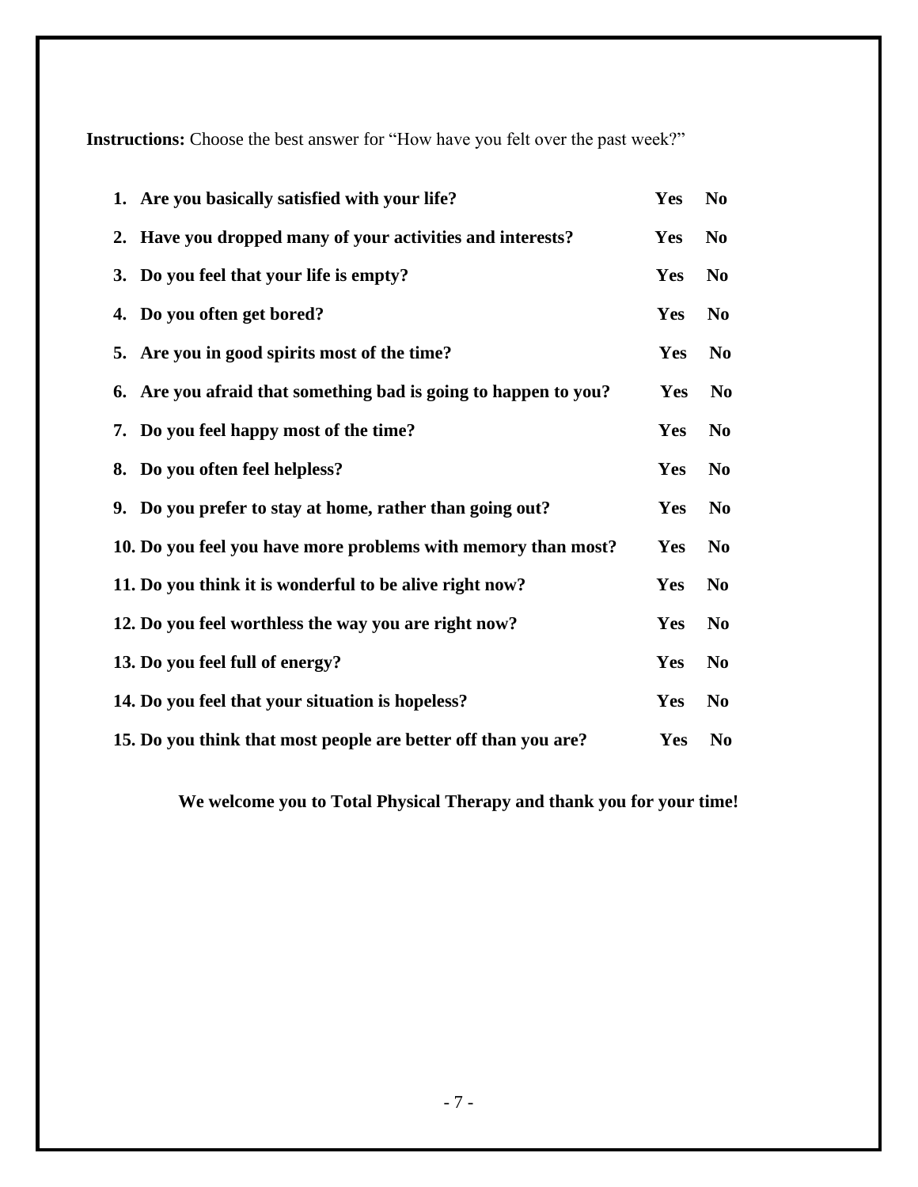**Instructions:** Choose the best answer for “How have you felt over the past week?”

1. **Are you basically satisfied with your life?** **Yes** **No**
2. **Have you dropped many of your activities and interests?** **Yes** **No**
3. **Do you feel that your life is empty?** **Yes** **No**
4. **Do you often get bored?** **Yes** **No**
5. **Are you in good spirits most of the time?** **Yes** **No**
6. **Are you afraid that something bad is going to happen to you?** **Yes** **No**
7. **Do you feel happy most of the time?** **Yes** **No**
8. **Do you often feel helpless?** **Yes** **No**
9. **Do you prefer to stay at home, rather than going out?** **Yes** **No**
10. **Do you feel you have more problems with memory than most?** **Yes** **No**
11. **Do you think it is wonderful to be alive right now?** **Yes** **No**
12. **Do you feel worthless the way you are right now?** **Yes** **No**
13. **Do you feel full of energy?** **Yes** **No**
14. **Do you feel that your situation is hopeless?** **Yes** **No**
15. **Do you think that most people are better off than you are?** **Yes** **No**

**We welcome you to Total Physical Therapy and thank you for your time!**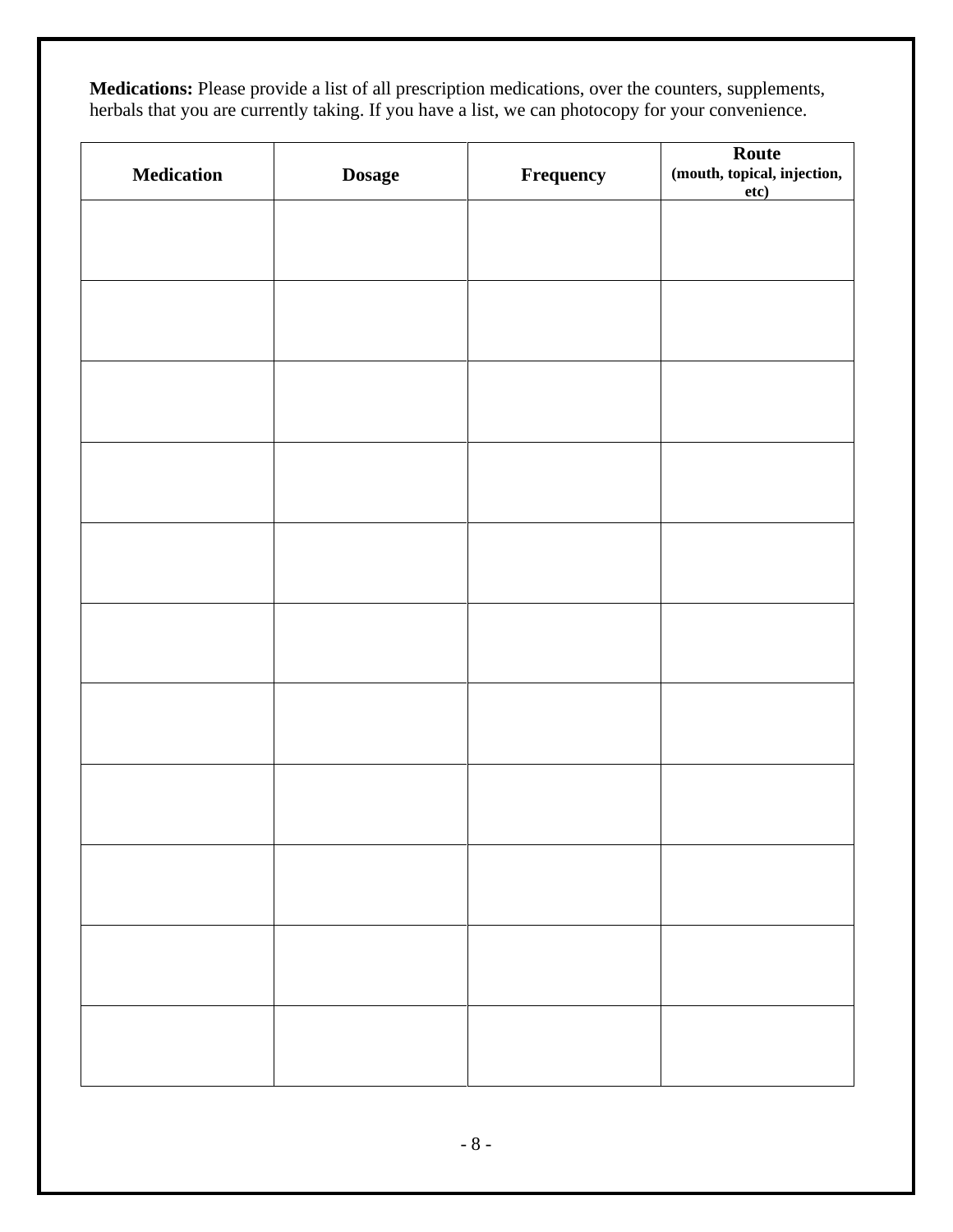**Medications:** Please provide a list of all prescription medications, over the counters, supplements, herbals that you are currently taking. If you have a list, we can photocopy for your convenience.

| Medication | Dosage | Frequency | Route (mouth, topical, injection, etc) |
|---|---|---|---|
| | | | |
| | | | |
| | | | |
| | | | |
| | | | |
| | | | |
| | | | |
| | | | |
| | | | |
| | | | |
| | | | |